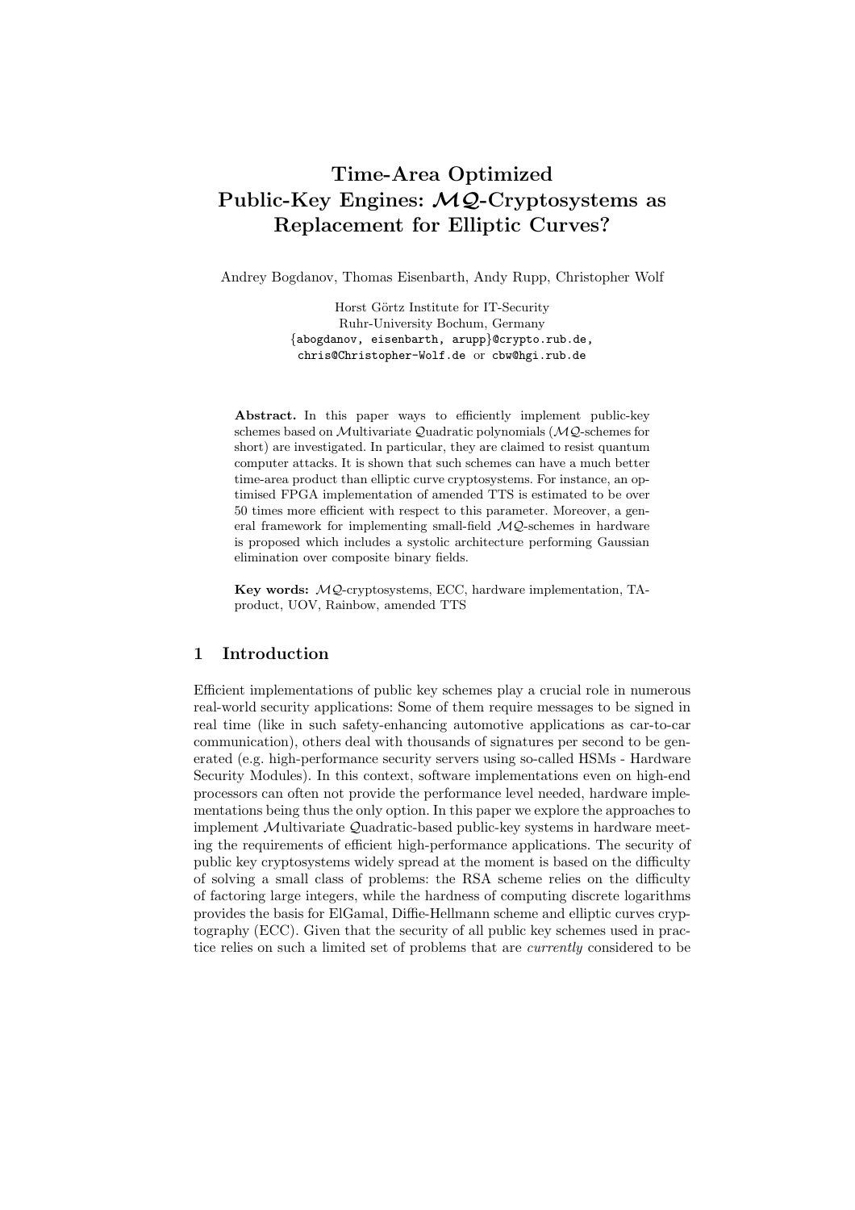# Time-Area Optimized Public-Key Engines: $\mathcal{MQ}$-Cryptosystems as Replacement for Elliptic Curves?

Andrey Bogdanov, Thomas Eisenbarth, Andy Rupp, Christopher Wolf

Horst Görtz Institute for IT-Security
Ruhr-University Bochum, Germany
{abogdanov, eisenbarth, arupp}@crypto.rub.de,
chris@Christopher-Wolf.de or cbw@hgi.rub.de

**Abstract.** In this paper ways to efficiently implement public-key schemes based on $\mathcal{M}$ultivariate $\mathcal{Q}$uadratic polynomials ($\mathcal{MQ}$-schemes for short) are investigated. In particular, they are claimed to resist quantum computer attacks. It is shown that such schemes can have a much better time-area product than elliptic curve cryptosystems. For instance, an optimised FPGA implementation of amended TTS is estimated to be over 50 times more efficient with respect to this parameter. Moreover, a general framework for implementing small-field $\mathcal{MQ}$-schemes in hardware is proposed which includes a systolic architecture performing Gaussian elimination over composite binary fields.

**Key words:** $\mathcal{MQ}$-cryptosystems, ECC, hardware implementation, TA-product, UOV, Rainbow, amended TTS

## 1 Introduction

Efficient implementations of public key schemes play a crucial role in numerous real-world security applications: Some of them require messages to be signed in real time (like in such safety-enhancing automotive applications as car-to-car communication), others deal with thousands of signatures per second to be generated (e.g. high-performance security servers using so-called HSMs - Hardware Security Modules). In this context, software implementations even on high-end processors can often not provide the performance level needed, hardware implementations being thus the only option. In this paper we explore the approaches to implement $\mathcal{M}$ultivariate $\mathcal{Q}$uadratic-based public-key systems in hardware meeting the requirements of efficient high-performance applications. The security of public key cryptosystems widely spread at the moment is based on the difficulty of solving a small class of problems: the RSA scheme relies on the difficulty of factoring large integers, while the hardness of computing discrete logarithms provides the basis for ElGamal, Diffie-Hellmann scheme and elliptic curves cryptography (ECC). Given that the security of all public key schemes used in practice relies on such a limited set of problems that are *currently* considered to be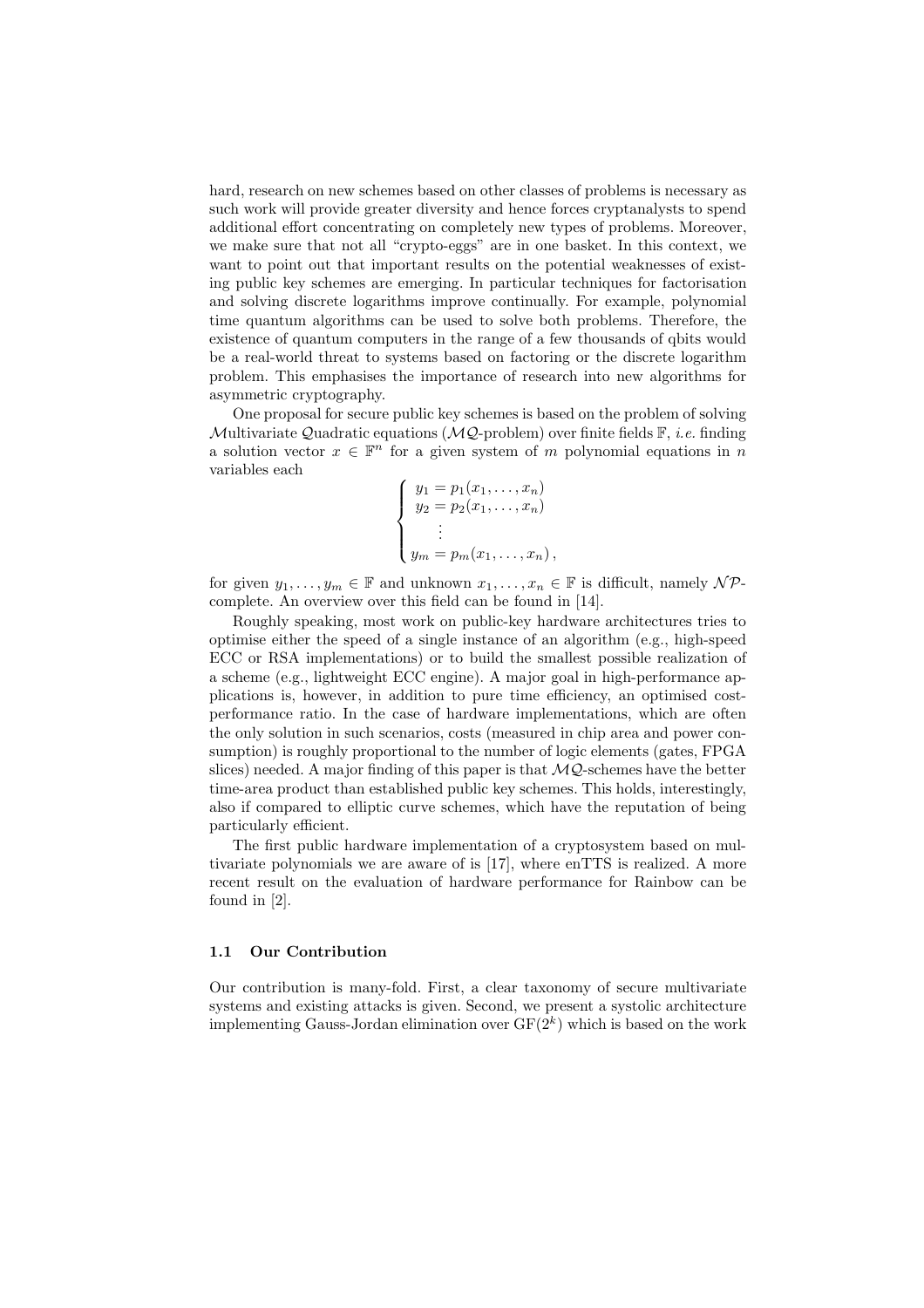hard, research on new schemes based on other classes of problems is necessary as such work will provide greater diversity and hence forces cryptanalysts to spend additional effort concentrating on completely new types of problems. Moreover, we make sure that not all "crypto-eggs" are in one basket. In this context, we want to point out that important results on the potential weaknesses of existing public key schemes are emerging. In particular techniques for factorisation and solving discrete logarithms improve continually. For example, polynomial time quantum algorithms can be used to solve both problems. Therefore, the existence of quantum computers in the range of a few thousands of qbits would be a real-world threat to systems based on factoring or the discrete logarithm problem. This emphasises the importance of research into new algorithms for asymmetric cryptography.

One proposal for secure public key schemes is based on the problem of solving $\mathcal{M}$ultivariate $\mathcal{Q}$uadratic equations ($\mathcal{MQ}$-problem) over finite fields $\mathbb{F}$, *i.e.* finding a solution vector $x \in \mathbb{F}^n$ for a given system of $m$ polynomial equations in $n$ variables each

$$\begin{cases} y_1 = p_1(x_1, \ldots, x_n) \\ y_2 = p_2(x_1, \ldots, x_n) \\ \quad \vdots \\ y_m = p_m(x_1, \ldots, x_n) \, , \end{cases}$$

for given $y_1, \ldots, y_m \in \mathbb{F}$ and unknown $x_1, \ldots, x_n \in \mathbb{F}$ is difficult, namely $\mathcal{NP}$-complete. An overview over this field can be found in [14].

Roughly speaking, most work on public-key hardware architectures tries to optimise either the speed of a single instance of an algorithm (e.g., high-speed ECC or RSA implementations) or to build the smallest possible realization of a scheme (e.g., lightweight ECC engine). A major goal in high-performance applications is, however, in addition to pure time efficiency, an optimised cost-performance ratio. In the case of hardware implementations, which are often the only solution in such scenarios, costs (measured in chip area and power consumption) is roughly proportional to the number of logic elements (gates, FPGA slices) needed. A major finding of this paper is that $\mathcal{MQ}$-schemes have the better time-area product than established public key schemes. This holds, interestingly, also if compared to elliptic curve schemes, which have the reputation of being particularly efficient.

The first public hardware implementation of a cryptosystem based on multivariate polynomials we are aware of is [17], where enTTS is realized. A more recent result on the evaluation of hardware performance for Rainbow can be found in [2].

### 1.1 Our Contribution

Our contribution is many-fold. First, a clear taxonomy of secure multivariate systems and existing attacks is given. Second, we present a systolic architecture implementing Gauss-Jordan elimination over $\mathrm{GF}(2^k)$ which is based on the work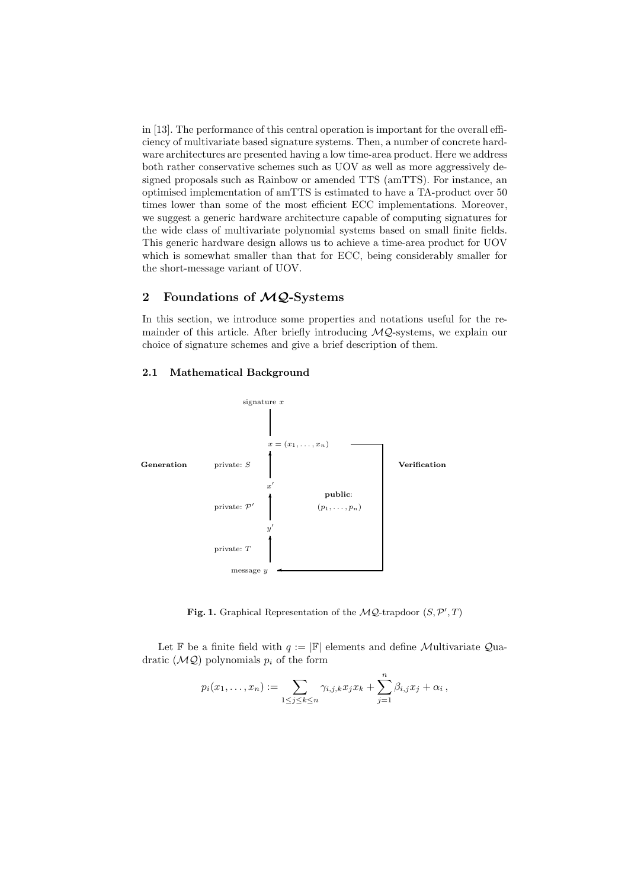in [13]. The performance of this central operation is important for the overall efficiency of multivariate based signature systems. Then, a number of concrete hardware architectures are presented having a low time-area product. Here we address both rather conservative schemes such as UOV as well as more aggressively designed proposals such as Rainbow or amended TTS (amTTS). For instance, an optimised implementation of amTTS is estimated to have a TA-product over 50 times lower than some of the most efficient ECC implementations. Moreover, we suggest a generic hardware architecture capable of computing signatures for the wide class of multivariate polynomial systems based on small finite fields. This generic hardware design allows us to achieve a time-area product for UOV which is somewhat smaller than that for ECC, being considerably smaller for the short-message variant of UOV.

## 2 Foundations of $\mathcal{MQ}$-Systems

In this section, we introduce some properties and notations useful for the remainder of this article. After briefly introducing $\mathcal{MQ}$-systems, we explain our choice of signature schemes and give a brief description of them.

### 2.1 Mathematical Background

signature $x$

$x = (x_1, \ldots, x_n)$

**Generation** private: $S$ **Verification**

$x'$

private: $\mathcal{P}'$ **public**: $(p_1, \ldots, p_n)$

$y'$

private: $T$

message $y$

**Fig. 1.** Graphical Representation of the $\mathcal{MQ}$-trapdoor $(S, \mathcal{P}', T)$

Let $\mathbb{F}$ be a finite field with $q := |\mathbb{F}|$ elements and define $\mathcal{M}$ultivariate $\mathcal{Q}$uadratic ($\mathcal{MQ}$) polynomials $p_i$ of the form

$$p_i(x_1, \ldots, x_n) := \sum_{1 \le j \le k \le n} \gamma_{i,j,k} x_j x_k + \sum_{j=1}^{n} \beta_{i,j} x_j + \alpha_i \,,$$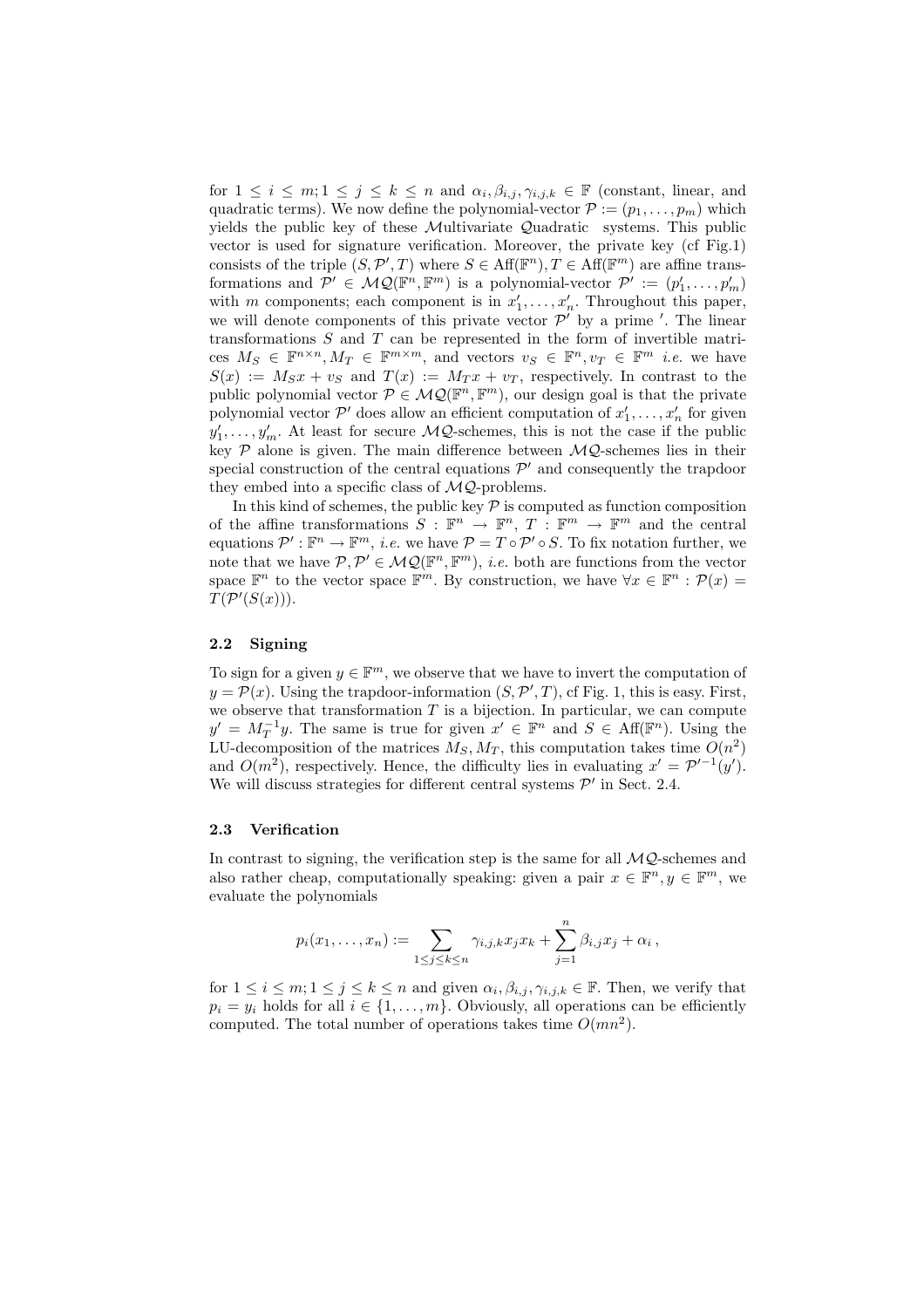for $1 \leq i \leq m; 1 \leq j \leq k \leq n$ and $\alpha_i, \beta_{i,j}, \gamma_{i,j,k} \in \mathbb{F}$ (constant, linear, and quadratic terms). We now define the polynomial-vector $\mathcal{P} := (p_1, \ldots, p_m)$ which yields the public key of these $\mathcal{M}$ultivariate $\mathcal{Q}$uadratic systems. This public vector is used for signature verification. Moreover, the private key (cf Fig.1) consists of the triple $(S, \mathcal{P}', T)$ where $S \in \text{Aff}(\mathbb{F}^n), T \in \text{Aff}(\mathbb{F}^m)$ are affine transformations and $\mathcal{P}' \in \mathcal{MQ}(\mathbb{F}^n, \mathbb{F}^m)$ is a polynomial-vector $\mathcal{P}' := (p'_1, \ldots, p'_m)$ with $m$ components; each component is in $x'_1, \ldots, x'_n$. Throughout this paper, we will denote components of this private vector $\mathcal{P}'$ by a prime $'$. The linear transformations $S$ and $T$ can be represented in the form of invertible matrices $M_S \in \mathbb{F}^{n \times n}, M_T \in \mathbb{F}^{m \times m}$, and vectors $v_S \in \mathbb{F}^n, v_T \in \mathbb{F}^m$ *i.e.* we have $S(x) := M_S x + v_S$ and $T(x) := M_T x + v_T$, respectively. In contrast to the public polynomial vector $\mathcal{P} \in \mathcal{MQ}(\mathbb{F}^n, \mathbb{F}^m)$, our design goal is that the private polynomial vector $\mathcal{P}'$ does allow an efficient computation of $x'_1, \ldots, x'_n$ for given $y'_1, \ldots, y'_m$. At least for secure $\mathcal{MQ}$-schemes, this is not the case if the public key $\mathcal{P}$ alone is given. The main difference between $\mathcal{MQ}$-schemes lies in their special construction of the central equations $\mathcal{P}'$ and consequently the trapdoor they embed into a specific class of $\mathcal{MQ}$-problems.

In this kind of schemes, the public key $\mathcal{P}$ is computed as function composition of the affine transformations $S : \mathbb{F}^n \to \mathbb{F}^n$, $T : \mathbb{F}^m \to \mathbb{F}^m$ and the central equations $\mathcal{P}' : \mathbb{F}^n \to \mathbb{F}^m$, *i.e.* we have $\mathcal{P} = T \circ \mathcal{P}' \circ S$. To fix notation further, we note that we have $\mathcal{P}, \mathcal{P}' \in \mathcal{MQ}(\mathbb{F}^n, \mathbb{F}^m)$, *i.e.* both are functions from the vector space $\mathbb{F}^n$ to the vector space $\mathbb{F}^m$. By construction, we have $\forall x \in \mathbb{F}^n : \mathcal{P}(x) = T(\mathcal{P}'(S(x)))$.

### 2.2 Signing

To sign for a given $y \in \mathbb{F}^m$, we observe that we have to invert the computation of $y = \mathcal{P}(x)$. Using the trapdoor-information $(S, \mathcal{P}', T)$, cf Fig. 1, this is easy. First, we observe that transformation $T$ is a bijection. In particular, we can compute $y' = M_T^{-1} y$. The same is true for given $x' \in \mathbb{F}^n$ and $S \in \text{Aff}(\mathbb{F}^n)$. Using the LU-decomposition of the matrices $M_S, M_T$, this computation takes time $O(n^2)$ and $O(m^2)$, respectively. Hence, the difficulty lies in evaluating $x' = \mathcal{P}'^{-1}(y')$. We will discuss strategies for different central systems $\mathcal{P}'$ in Sect. 2.4.

### 2.3 Verification

In contrast to signing, the verification step is the same for all $\mathcal{MQ}$-schemes and also rather cheap, computationally speaking: given a pair $x \in \mathbb{F}^n, y \in \mathbb{F}^m$, we evaluate the polynomials

$$p_i(x_1, \ldots, x_n) := \sum_{1 \leq j \leq k \leq n} \gamma_{i,j,k} x_j x_k + \sum_{j=1}^{n} \beta_{i,j} x_j + \alpha_i \,,$$

for $1 \leq i \leq m; 1 \leq j \leq k \leq n$ and given $\alpha_i, \beta_{i,j}, \gamma_{i,j,k} \in \mathbb{F}$. Then, we verify that $p_i = y_i$ holds for all $i \in \{1, \ldots, m\}$. Obviously, all operations can be efficiently computed. The total number of operations takes time $O(mn^2)$.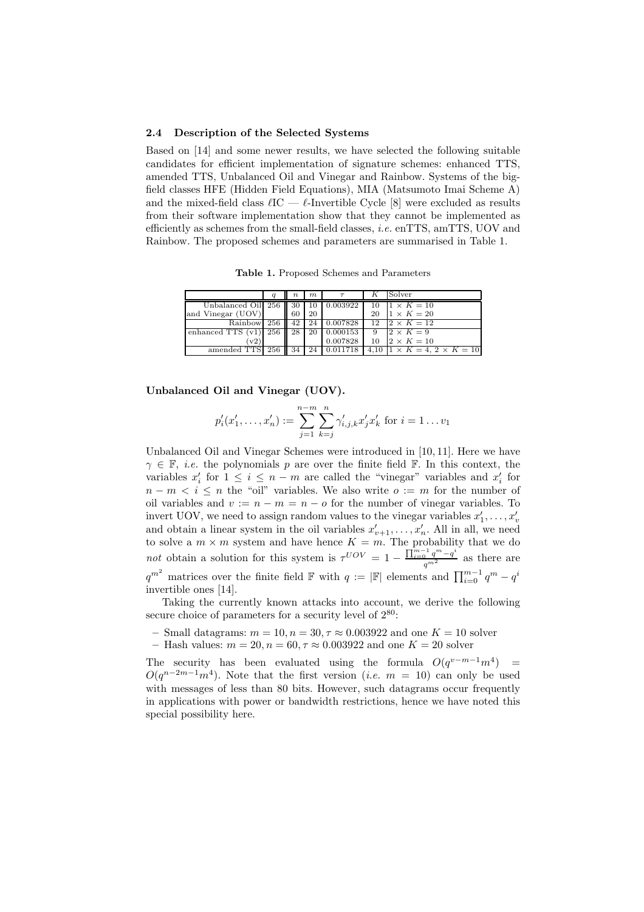### 2.4 Description of the Selected Systems

Based on [14] and some newer results, we have selected the following suitable candidates for efficient implementation of signature schemes: enhanced TTS, amended TTS, Unbalanced Oil and Vinegar and Rainbow. Systems of the big-field classes HFE (Hidden Field Equations), MIA (Matsumoto Imai Scheme A) and the mixed-field class $\ell$IC — $\ell$-Invertible Cycle [8] were excluded as results from their software implementation show that they cannot be implemented as efficiently as schemes from the small-field classes, *i.e.* enTTS, amTTS, UOV and Rainbow. The proposed schemes and parameters are summarised in Table 1.

**Table 1.** Proposed Schemes and Parameters

| | $q$ | $n$ | $m$ | $\tau$ | $K$ | Solver |
|---|---|---|---|---|---|---|
| Unbalanced Oil and Vinegar (UOV) | 256 | 30 | 10 | 0.003922 | 10 | $1 \times K = 10$ |
| | | 60 | 20 | | 20 | $1 \times K = 20$ |
| Rainbow | 256 | 42 | 24 | 0.007828 | 12 | $2 \times K = 12$ |
| enhanced TTS (v1) | 256 | 28 | 20 | 0.000153 | 9 | $2 \times K = 9$ |
| (v2) | | | | 0.007828 | 10 | $2 \times K = 10$ |
| amended TTS | 256 | 34 | 24 | 0.011718 | 4,10 | $1 \times K = 4$, $2 \times K = 10$ |

**Unbalanced Oil and Vinegar (UOV).**

$$p'_i(x'_1, \ldots, x'_n) := \sum_{j=1}^{n-m} \sum_{k=j}^{n} \gamma'_{i,j,k} x'_j x'_k \text{ for } i = 1 \ldots v_1$$

Unbalanced Oil and Vinegar Schemes were introduced in [10, 11]. Here we have $\gamma \in \mathbb{F}$, *i.e.* the polynomials $p$ are over the finite field $\mathbb{F}$. In this context, the variables $x'_i$ for $1 \leq i \leq n-m$ are called the "vinegar" variables and $x'_i$ for $n-m < i \leq n$ the "oil" variables. We also write $o := m$ for the number of oil variables and $v := n - m = n - o$ for the number of vinegar variables. To invert UOV, we need to assign random values to the vinegar variables $x'_1, \ldots, x'_v$ and obtain a linear system in the oil variables $x'_{v+1}, \ldots, x'_n$. All in all, we need to solve a $m \times m$ system and have hence $K = m$. The probability that we do *not* obtain a solution for this system is $\tau^{UOV} = 1 - \frac{\prod_{i=0}^{m-1} q^m - q^i}{q^{m^2}}$ as there are $q^{m^2}$ matrices over the finite field $\mathbb{F}$ with $q := |\mathbb{F}|$ elements and $\prod_{i=0}^{m-1} q^m - q^i$ invertible ones [14].

Taking the currently known attacks into account, we derive the following secure choice of parameters for a security level of $2^{80}$:

- Small datagrams: $m = 10, n = 30, \tau \approx 0.003922$ and one $K = 10$ solver
- Hash values: $m = 20, n = 60, \tau \approx 0.003922$ and one $K = 20$ solver

The security has been evaluated using the formula $O(q^{v-m-1}m^4) = O(q^{n-2m-1}m^4)$. Note that the first version (*i.e.* $m = 10$) can only be used with messages of less than 80 bits. However, such datagrams occur frequently in applications with power or bandwidth restrictions, hence we have noted this special possibility here.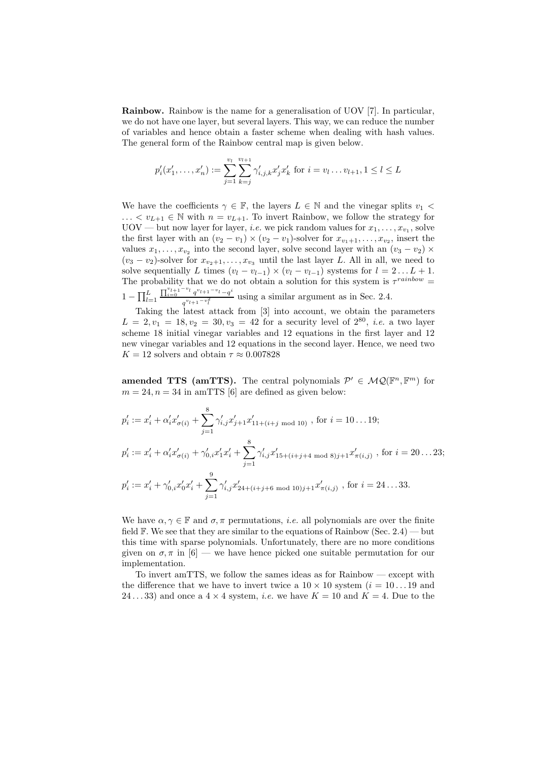**Rainbow.** Rainbow is the name for a generalisation of UOV [7]. In particular, we do not have one layer, but several layers. This way, we can reduce the number of variables and hence obtain a faster scheme when dealing with hash values. The general form of the Rainbow central map is given below.

$$p'_i(x'_1, \ldots, x'_n) := \sum_{j=1}^{v_l} \sum_{k=j}^{v_{l+1}} \gamma'_{i,j,k} x'_j x'_k \text{ for } i = v_l \ldots v_{l+1}, 1 \leq l \leq L$$

We have the coefficients $\gamma \in \mathbb{F}$, the layers $L \in \mathbb{N}$ and the vinegar splits $v_1 < \ldots < v_{L+1} \in \mathbb{N}$ with $n = v_{L+1}$. To invert Rainbow, we follow the strategy for UOV — but now layer for layer, *i.e.* we pick random values for $x_1, \ldots, x_{v_1}$, solve the first layer with an $(v_2 - v_1) \times (v_2 - v_1)$-solver for $x_{v_1+1}, \ldots, x_{v_2}$, insert the values $x_1, \ldots, x_{v_2}$ into the second layer, solve second layer with an $(v_3 - v_2) \times (v_3 - v_2)$-solver for $x_{v_2+1}, \ldots, x_{v_3}$ until the last layer $L$. All in all, we need to solve sequentially $L$ times $(v_l - v_{l-1}) \times (v_l - v_{l-1})$ systems for $l = 2 \ldots L + 1$. The probability that we do not obtain a solution for this system is $\tau^{rainbow} = 1 - \prod_{l=1}^{L} \frac{\prod_{i=0}^{v_{l+1}-v_l} q^{v_{l+1}-v_l} - q^i}{q^{v_{l+1}-v_l^2}}$ using a similar argument as in Sec. 2.4.

Taking the latest attack from [3] into account, we obtain the parameters $L = 2, v_1 = 18, v_2 = 30, v_3 = 42$ for a security level of $2^{80}$, *i.e.* a two layer scheme 18 initial vinegar variables and 12 equations in the first layer and 12 new vinegar variables and 12 equations in the second layer. Hence, we need two $K = 12$ solvers and obtain $\tau \approx 0.007828$

**amended TTS (amTTS).** The central polynomials $\mathcal{P}' \in \mathcal{MQ}(\mathbb{F}^n, \mathbb{F}^m)$ for $m = 24, n = 34$ in amTTS [6] are defined as given below:

$$p'_i := x'_i + \alpha'_i x'_{\sigma(i)} + \sum_{j=1}^{8} \gamma'_{i,j} x'_{j+1} x'_{11+(i+j \bmod 10)} \text{ , for } i = 10 \ldots 19;$$

$$p'_i := x'_i + \alpha'_i x'_{\sigma(i)} + \gamma'_{0,i} x'_1 x'_i + \sum_{j=1}^{8} \gamma'_{i,j} x'_{15+(i+j+4 \bmod 8)j+1} x'_{\pi(i,j)} \text{ , for } i = 20 \ldots 23;$$

$$p'_i := x'_i + \gamma'_{0,i} x'_0 x'_i + \sum_{j=1}^{9} \gamma'_{i,j} x'_{24+(i+j+6 \bmod 10)j+1} x'_{\pi(i,j)} \text{ , for } i = 24 \ldots 33.$$

We have $\alpha, \gamma \in \mathbb{F}$ and $\sigma, \pi$ permutations, *i.e.* all polynomials are over the finite field $\mathbb{F}$. We see that they are similar to the equations of Rainbow (Sec. 2.4) — but this time with sparse polynomials. Unfortunately, there are no more conditions given on $\sigma, \pi$ in [6] — we have hence picked one suitable permutation for our implementation.

To invert amTTS, we follow the sames ideas as for Rainbow — except with the difference that we have to invert twice a $10 \times 10$ system ($i = 10 \ldots 19$ and $24 \ldots 33$) and once a $4 \times 4$ system, *i.e.* we have $K = 10$ and $K = 4$. Due to the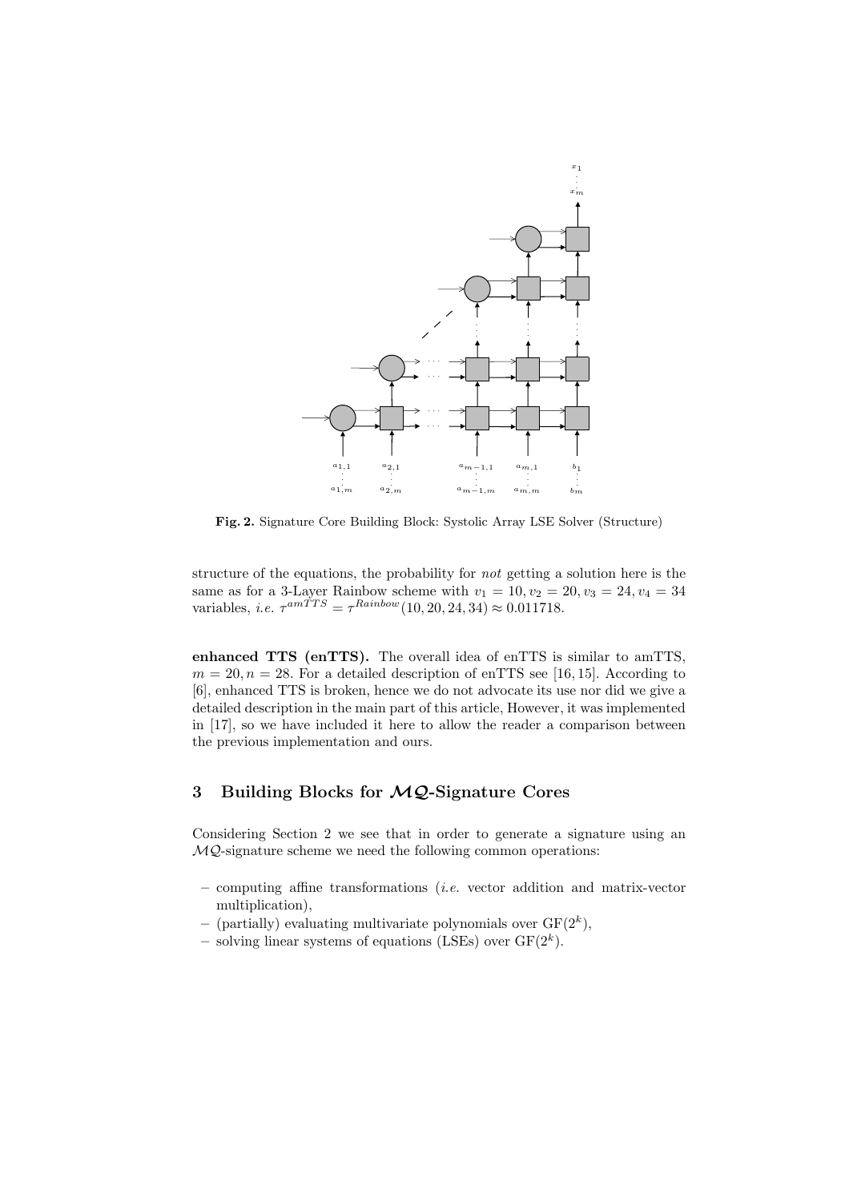**Fig. 2.** Signature Core Building Block: Systolic Array LSE Solver (Structure)

structure of the equations, the probability for *not* getting a solution here is the same as for a 3-Layer Rainbow scheme with $v_1 = 10, v_2 = 20, v_3 = 24, v_4 = 34$ variables, *i.e.* $\tau^{amTTS} = \tau^{Rainbow}(10, 20, 24, 34) \approx 0.011718$.

**enhanced TTS (enTTS).** The overall idea of enTTS is similar to amTTS, $m = 20, n = 28$. For a detailed description of enTTS see [16, 15]. According to [6], enhanced TTS is broken, hence we do not advocate its use nor did we give a detailed description in the main part of this article, However, it was implemented in [17], so we have included it here to allow the reader a comparison between the previous implementation and ours.

## 3 Building Blocks for $\mathcal{MQ}$-Signature Cores

Considering Section 2 we see that in order to generate a signature using an $\mathcal{MQ}$-signature scheme we need the following common operations:

- computing affine transformations (*i.e.* vector addition and matrix-vector multiplication),
- (partially) evaluating multivariate polynomials over $\mathrm{GF}(2^k)$,
- solving linear systems of equations (LSEs) over $\mathrm{GF}(2^k)$.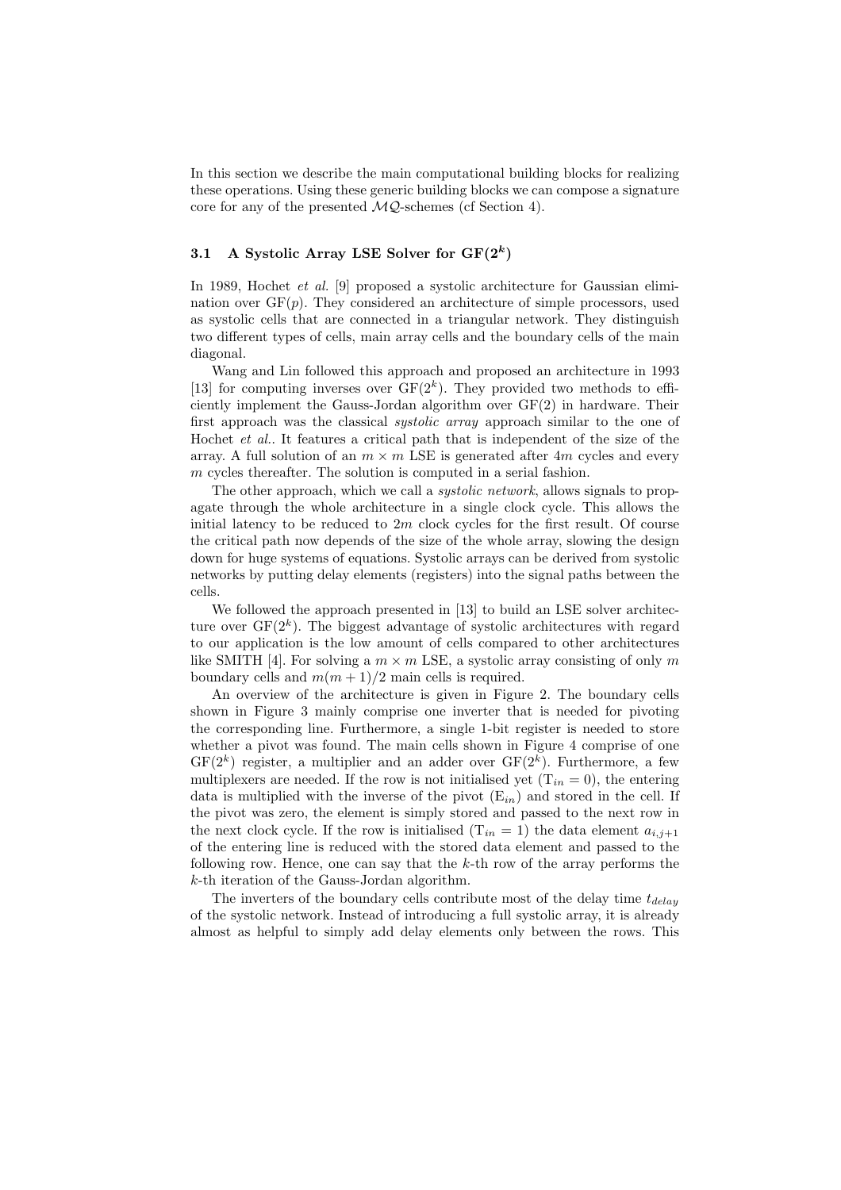In this section we describe the main computational building blocks for realizing these operations. Using these generic building blocks we can compose a signature core for any of the presented $\mathcal{MQ}$-schemes (cf Section 4).

### 3.1 A Systolic Array LSE Solver for GF($2^k$)

In 1989, Hochet *et al.* [9] proposed a systolic architecture for Gaussian elimination over GF($p$). They considered an architecture of simple processors, used as systolic cells that are connected in a triangular network. They distinguish two different types of cells, main array cells and the boundary cells of the main diagonal.

Wang and Lin followed this approach and proposed an architecture in 1993 [13] for computing inverses over GF($2^k$). They provided two methods to efficiently implement the Gauss-Jordan algorithm over GF(2) in hardware. Their first approach was the classical *systolic array* approach similar to the one of Hochet *et al.*. It features a critical path that is independent of the size of the array. A full solution of an $m \times m$ LSE is generated after $4m$ cycles and every $m$ cycles thereafter. The solution is computed in a serial fashion.

The other approach, which we call a *systolic network*, allows signals to propagate through the whole architecture in a single clock cycle. This allows the initial latency to be reduced to $2m$ clock cycles for the first result. Of course the critical path now depends of the size of the whole array, slowing the design down for huge systems of equations. Systolic arrays can be derived from systolic networks by putting delay elements (registers) into the signal paths between the cells.

We followed the approach presented in [13] to build an LSE solver architecture over GF($2^k$). The biggest advantage of systolic architectures with regard to our application is the low amount of cells compared to other architectures like SMITH [4]. For solving a $m \times m$ LSE, a systolic array consisting of only $m$ boundary cells and $m(m+1)/2$ main cells is required.

An overview of the architecture is given in Figure 2. The boundary cells shown in Figure 3 mainly comprise one inverter that is needed for pivoting the corresponding line. Furthermore, a single 1-bit register is needed to store whether a pivot was found. The main cells shown in Figure 4 comprise of one GF($2^k$) register, a multiplier and an adder over GF($2^k$). Furthermore, a few multiplexers are needed. If the row is not initialised yet ($\mathrm{T}_{in} = 0$), the entering data is multiplied with the inverse of the pivot ($\mathrm{E}_{in}$) and stored in the cell. If the pivot was zero, the element is simply stored and passed to the next row in the next clock cycle. If the row is initialised ($\mathrm{T}_{in} = 1$) the data element $a_{i,j+1}$ of the entering line is reduced with the stored data element and passed to the following row. Hence, one can say that the $k$-th row of the array performs the $k$-th iteration of the Gauss-Jordan algorithm.

The inverters of the boundary cells contribute most of the delay time $t_{delay}$ of the systolic network. Instead of introducing a full systolic array, it is already almost as helpful to simply add delay elements only between the rows. This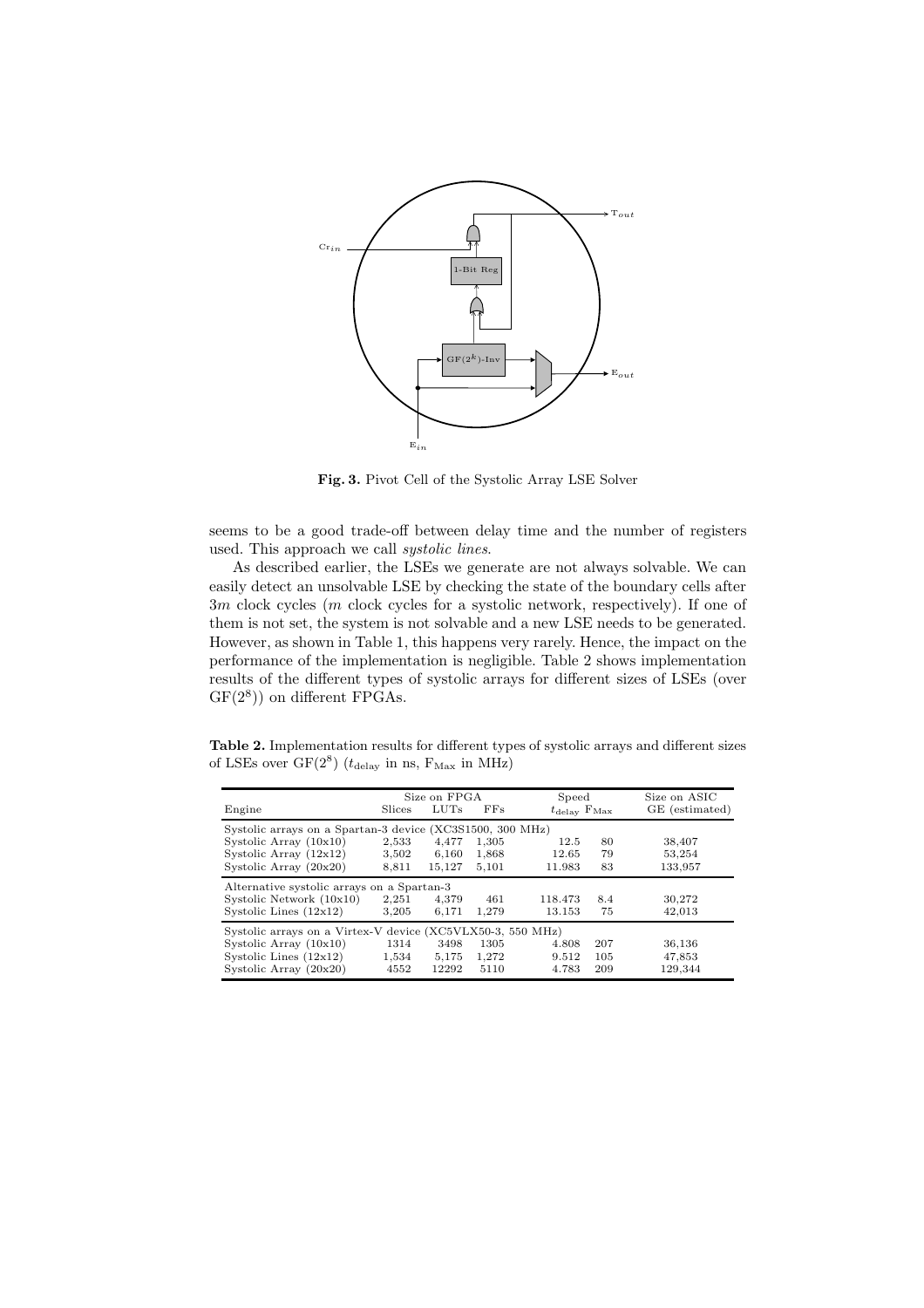**Fig. 3.** Pivot Cell of the Systolic Array LSE Solver

seems to be a good trade-off between delay time and the number of registers used. This approach we call *systolic lines*.

As described earlier, the LSEs we generate are not always solvable. We can easily detect an unsolvable LSE by checking the state of the boundary cells after $3m$ clock cycles ($m$ clock cycles for a systolic network, respectively). If one of them is not set, the system is not solvable and a new LSE needs to be generated. However, as shown in Table 1, this happens very rarely. Hence, the impact on the performance of the implementation is negligible. Table 2 shows implementation results of the different types of systolic arrays for different sizes of LSEs (over $GF(2^8)$) on different FPGAs.

**Table 2.** Implementation results for different types of systolic arrays and different sizes of LSEs over $GF(2^8)$ ($t_{\text{delay}}$ in ns, $F_{\text{Max}}$ in MHz)

| Engine | Size on FPGA | | | Speed | | Size on ASIC |
|---|---|---|---|---|---|---|
| | Slices | LUTs | FFs | $t_{\text{delay}}$ | $F_{\text{Max}}$ | GE (estimated) |
| Systolic arrays on a Spartan-3 device (XC3S1500, 300 MHz) | | | | | | |
| Systolic Array (10x10) | 2,533 | 4,477 | 1,305 | 12.5 | 80 | 38,407 |
| Systolic Array (12x12) | 3,502 | 6,160 | 1,868 | 12.65 | 79 | 53,254 |
| Systolic Array (20x20) | 8,811 | 15,127 | 5,101 | 11.983 | 83 | 133,957 |
| Alternative systolic arrays on a Spartan-3 | | | | | | |
| Systolic Network (10x10) | 2,251 | 4,379 | 461 | 118.473 | 8.4 | 30,272 |
| Systolic Lines (12x12) | 3,205 | 6,171 | 1,279 | 13.153 | 75 | 42,013 |
| Systolic arrays on a Virtex-V device (XC5VLX50-3, 550 MHz) | | | | | | |
| Systolic Array (10x10) | 1314 | 3498 | 1305 | 4.808 | 207 | 36,136 |
| Systolic Lines (12x12) | 1,534 | 5,175 | 1,272 | 9.512 | 105 | 47,853 |
| Systolic Array (20x20) | 4552 | 12292 | 5110 | 4.783 | 209 | 129,344 |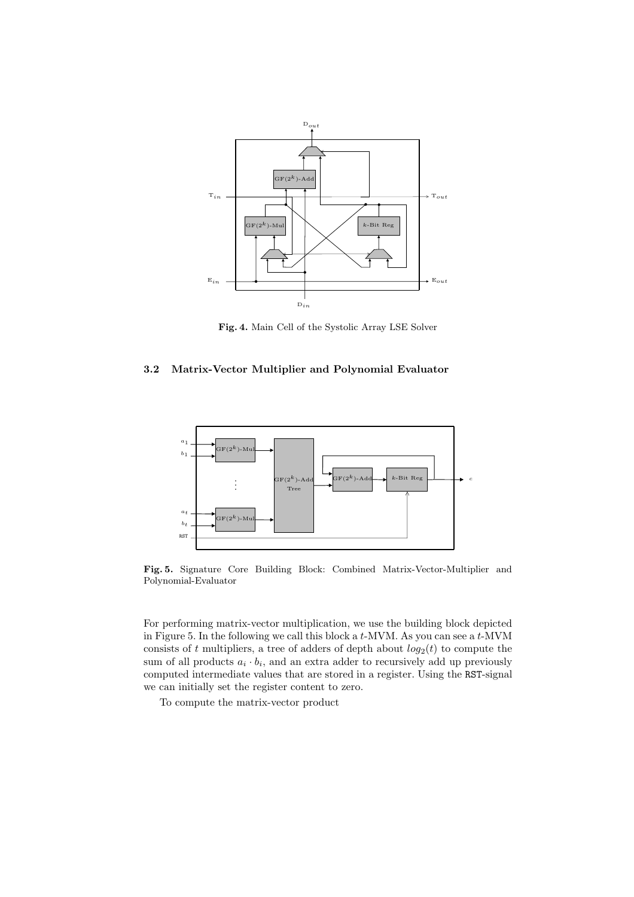**Fig. 4.** Main Cell of the Systolic Array LSE Solver

### 3.2 Matrix-Vector Multiplier and Polynomial Evaluator

**Fig. 5.** Signature Core Building Block: Combined Matrix-Vector-Multiplier and Polynomial-Evaluator

For performing matrix-vector multiplication, we use the building block depicted in Figure 5. In the following we call this block a $t$-MVM. As you can see a $t$-MVM consists of $t$ multipliers, a tree of adders of depth about $log_2(t)$ to compute the sum of all products $a_i \cdot b_i$, and an extra adder to recursively add up previously computed intermediate values that are stored in a register. Using the RST-signal we can initially set the register content to zero.

To compute the matrix-vector product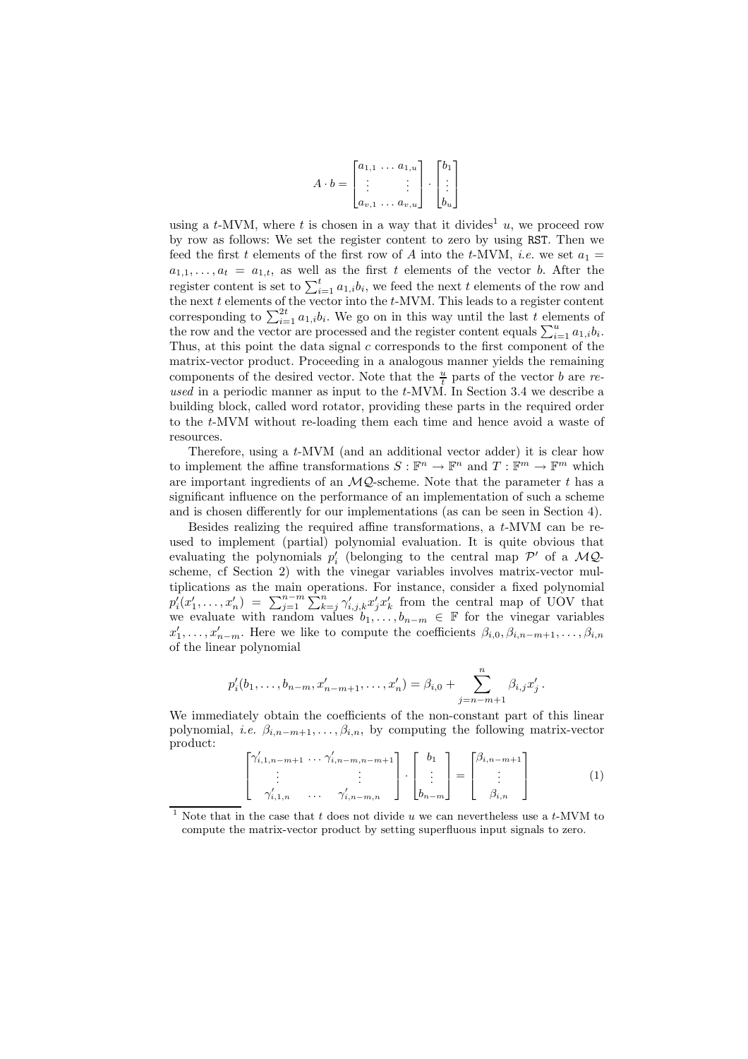$$A \cdot b = \begin{bmatrix} a_{1,1} & \dots & a_{1,u} \\ \vdots & & \vdots \\ a_{v,1} & \dots & a_{v,u} \end{bmatrix} \cdot \begin{bmatrix} b_1 \\ \vdots \\ b_u \end{bmatrix}$$

using a $t$-MVM, where $t$ is chosen in a way that it divides[1] $u$, we proceed row by row as follows: We set the register content to zero by using RST. Then we feed the first $t$ elements of the first row of $A$ into the $t$-MVM, *i.e.* we set $a_1 = a_{1,1}, \dots, a_t = a_{1,t}$, as well as the first $t$ elements of the vector $b$. After the register content is set to $\sum_{i=1}^{t} a_{1,i}b_i$, we feed the next $t$ elements of the row and the next $t$ elements of the vector into the $t$-MVM. This leads to a register content corresponding to $\sum_{i=1}^{2t} a_{1,i}b_i$. We go on in this way until the last $t$ elements of the row and the vector are processed and the register content equals $\sum_{i=1}^{u} a_{1,i}b_i$. Thus, at this point the data signal $c$ corresponds to the first component of the matrix-vector product. Proceeding in a analogous manner yields the remaining components of the desired vector. Note that the $\frac{u}{t}$ parts of the vector $b$ are *re-used* in a periodic manner as input to the $t$-MVM. In Section 3.4 we describe a building block, called word rotator, providing these parts in the required order to the $t$-MVM without re-loading them each time and hence avoid a waste of resources.

Therefore, using a $t$-MVM (and an additional vector adder) it is clear how to implement the affine transformations $S : \mathbb{F}^n \to \mathbb{F}^n$ and $T : \mathbb{F}^m \to \mathbb{F}^m$ which are important ingredients of an $\mathcal{MQ}$-scheme. Note that the parameter $t$ has a significant influence on the performance of an implementation of such a scheme and is chosen differently for our implementations (as can be seen in Section 4).

Besides realizing the required affine transformations, a $t$-MVM can be re-used to implement (partial) polynomial evaluation. It is quite obvious that evaluating the polynomials $p'_i$ (belonging to the central map $\mathcal{P}'$ of a $\mathcal{MQ}$-scheme, cf Section 2) with the vinegar variables involves matrix-vector multiplications as the main operations. For instance, consider a fixed polynomial $p'_i(x'_1, \dots, x'_n) = \sum_{j=1}^{n-m} \sum_{k=j}^{n} \gamma'_{i,j,k} x'_j x'_k$ from the central map of UOV that we evaluate with random values $b_1, \dots, b_{n-m} \in \mathbb{F}$ for the vinegar variables $x'_1, \dots, x'_{n-m}$. Here we like to compute the coefficients $\beta_{i,0}, \beta_{i,n-m+1}, \dots, \beta_{i,n}$ of the linear polynomial

$$p'_i(b_1, \dots, b_{n-m}, x'_{n-m+1}, \dots, x'_n) = \beta_{i,0} + \sum_{j=n-m+1}^{n} \beta_{i,j} x'_j \,.$$

We immediately obtain the coefficients of the non-constant part of this linear polynomial, *i.e.* $\beta_{i,n-m+1}, \dots, \beta_{i,n}$, by computing the following matrix-vector product:

$$\begin{bmatrix} \gamma'_{i,1,n-m+1} & \dots & \gamma'_{i,n-m,n-m+1} \\ \vdots & & \vdots \\ \gamma'_{i,1,n} & \dots & \gamma'_{i,n-m,n} \end{bmatrix} \cdot \begin{bmatrix} b_1 \\ \vdots \\ b_{n-m} \end{bmatrix} = \begin{bmatrix} \beta_{i,n-m+1} \\ \vdots \\ \beta_{i,n} \end{bmatrix} \qquad (1)$$

[1] Note that in the case that $t$ does not divide $u$ we can nevertheless use a $t$-MVM to compute the matrix-vector product by setting superfluous input signals to zero.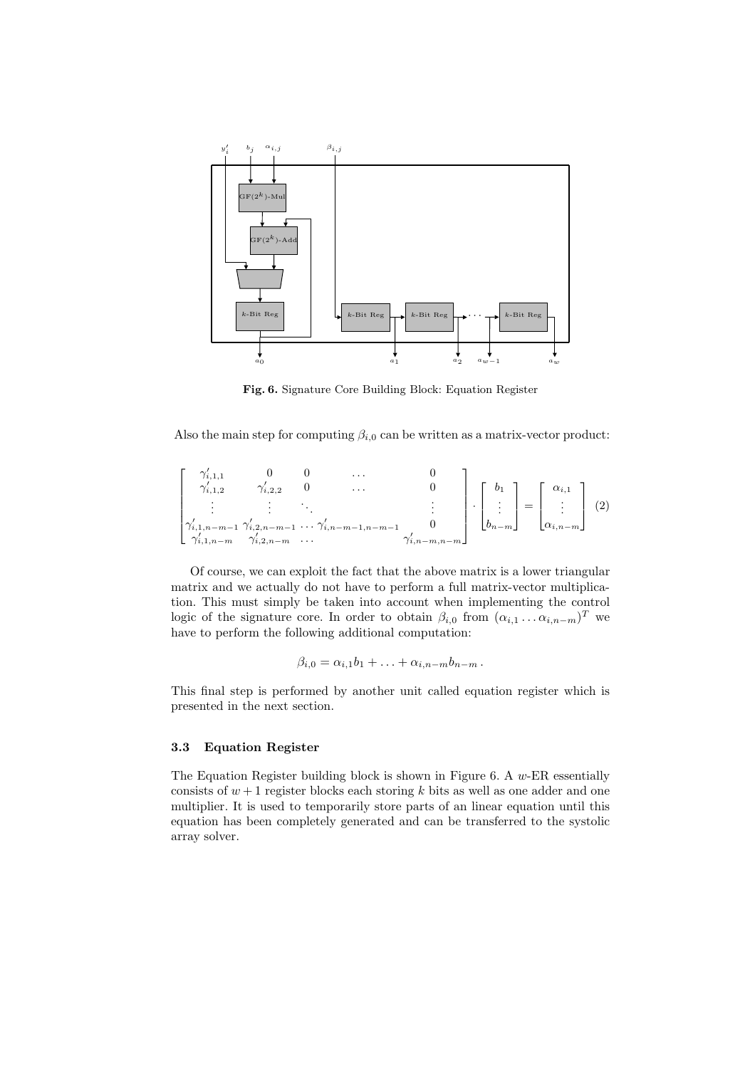**Fig. 6.** Signature Core Building Block: Equation Register

Also the main step for computing $\beta_{i,0}$ can be written as a matrix-vector product:

$$
\begin{bmatrix}
\gamma'_{i,1,1} & 0 & 0 & \dots & 0 \\
\gamma'_{i,1,2} & \gamma'_{i,2,2} & 0 & \dots & 0 \\
\vdots & \vdots & \ddots & & \vdots \\
\gamma'_{i,1,n-m-1} & \gamma'_{i,2,n-m-1} & \dots & \gamma'_{i,n-m-1,n-m-1} & 0 \\
\gamma'_{i,1,n-m} & \gamma'_{i,2,n-m} & \dots & & \gamma'_{i,n-m,n-m}
\end{bmatrix}
\cdot
\begin{bmatrix}
b_1 \\ \vdots \\ b_{n-m}
\end{bmatrix}
=
\begin{bmatrix}
\alpha_{i,1} \\ \vdots \\ \alpha_{i,n-m}
\end{bmatrix}
\quad (2)
$$

Of course, we can exploit the fact that the above matrix is a lower triangular matrix and we actually do not have to perform a full matrix-vector multiplication. This must simply be taken into account when implementing the control logic of the signature core. In order to obtain $\beta_{i,0}$ from $(\alpha_{i,1} \dots \alpha_{i,n-m})^T$ we have to perform the following additional computation:

$$
\beta_{i,0} = \alpha_{i,1} b_1 + \ldots + \alpha_{i,n-m} b_{n-m} \, .
$$

This final step is performed by another unit called equation register which is presented in the next section.

### 3.3 Equation Register

The Equation Register building block is shown in Figure 6. A $w$-ER essentially consists of $w+1$ register blocks each storing $k$ bits as well as one adder and one multiplier. It is used to temporarily store parts of an linear equation until this equation has been completely generated and can be transferred to the systolic array solver.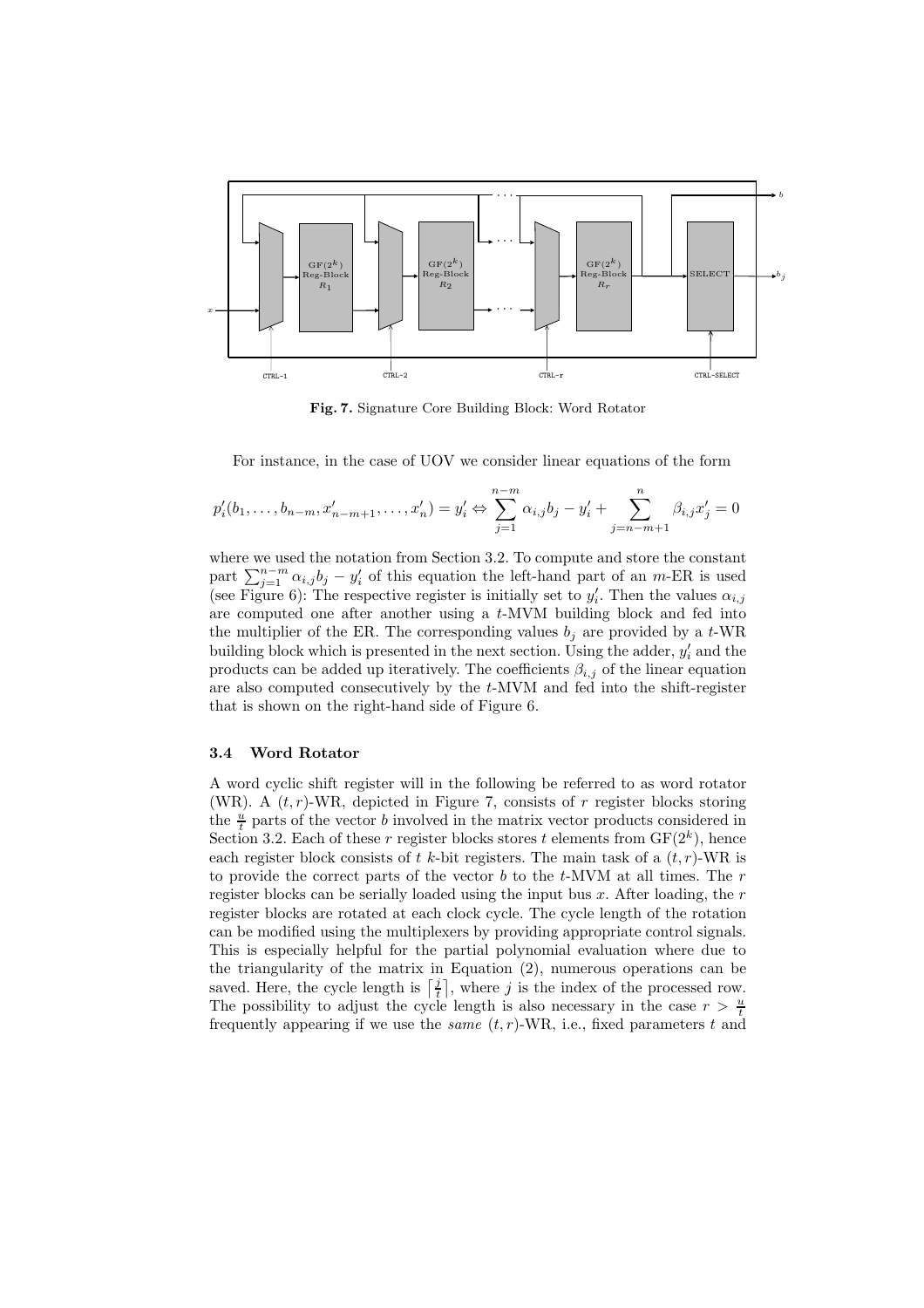**Fig. 7.** Signature Core Building Block: Word Rotator

For instance, in the case of UOV we consider linear equations of the form

$$p'_i(b_1, \ldots, b_{n-m}, x'_{n-m+1}, \ldots, x'_n) = y'_i \Leftrightarrow \sum_{j=1}^{n-m} \alpha_{i,j} b_j - y'_i + \sum_{j=n-m+1}^{n} \beta_{i,j} x'_j = 0$$

where we used the notation from Section 3.2. To compute and store the constant part $\sum_{j=1}^{n-m} \alpha_{i,j} b_j - y'_i$ of this equation the left-hand part of an $m$-ER is used (see Figure 6): The respective register is initially set to $y'_i$. Then the values $\alpha_{i,j}$ are computed one after another using a $t$-MVM building block and fed into the multiplier of the ER. The corresponding values $b_j$ are provided by a $t$-WR building block which is presented in the next section. Using the adder, $y'_i$ and the products can be added up iteratively. The coefficients $\beta_{i,j}$ of the linear equation are also computed consecutively by the $t$-MVM and fed into the shift-register that is shown on the right-hand side of Figure 6.

### 3.4 Word Rotator

A word cyclic shift register will in the following be referred to as word rotator (WR). A $(t, r)$-WR, depicted in Figure 7, consists of $r$ register blocks storing the $\frac{u}{t}$ parts of the vector $b$ involved in the matrix vector products considered in Section 3.2. Each of these $r$ register blocks stores $t$ elements from $\mathrm{GF}(2^k)$, hence each register block consists of $t$ $k$-bit registers. The main task of a $(t, r)$-WR is to provide the correct parts of the vector $b$ to the $t$-MVM at all times. The $r$ register blocks can be serially loaded using the input bus $x$. After loading, the $r$ register blocks are rotated at each clock cycle. The cycle length of the rotation can be modified using the multiplexers by providing appropriate control signals. This is especially helpful for the partial polynomial evaluation where due to the triangularity of the matrix in Equation (2), numerous operations can be saved. Here, the cycle length is $\left\lceil \frac{j}{t} \right\rceil$, where $j$ is the index of the processed row. The possibility to adjust the cycle length is also necessary in the case $r > \frac{u}{t}$ frequently appearing if we use the *same* $(t, r)$-WR, i.e., fixed parameters $t$ and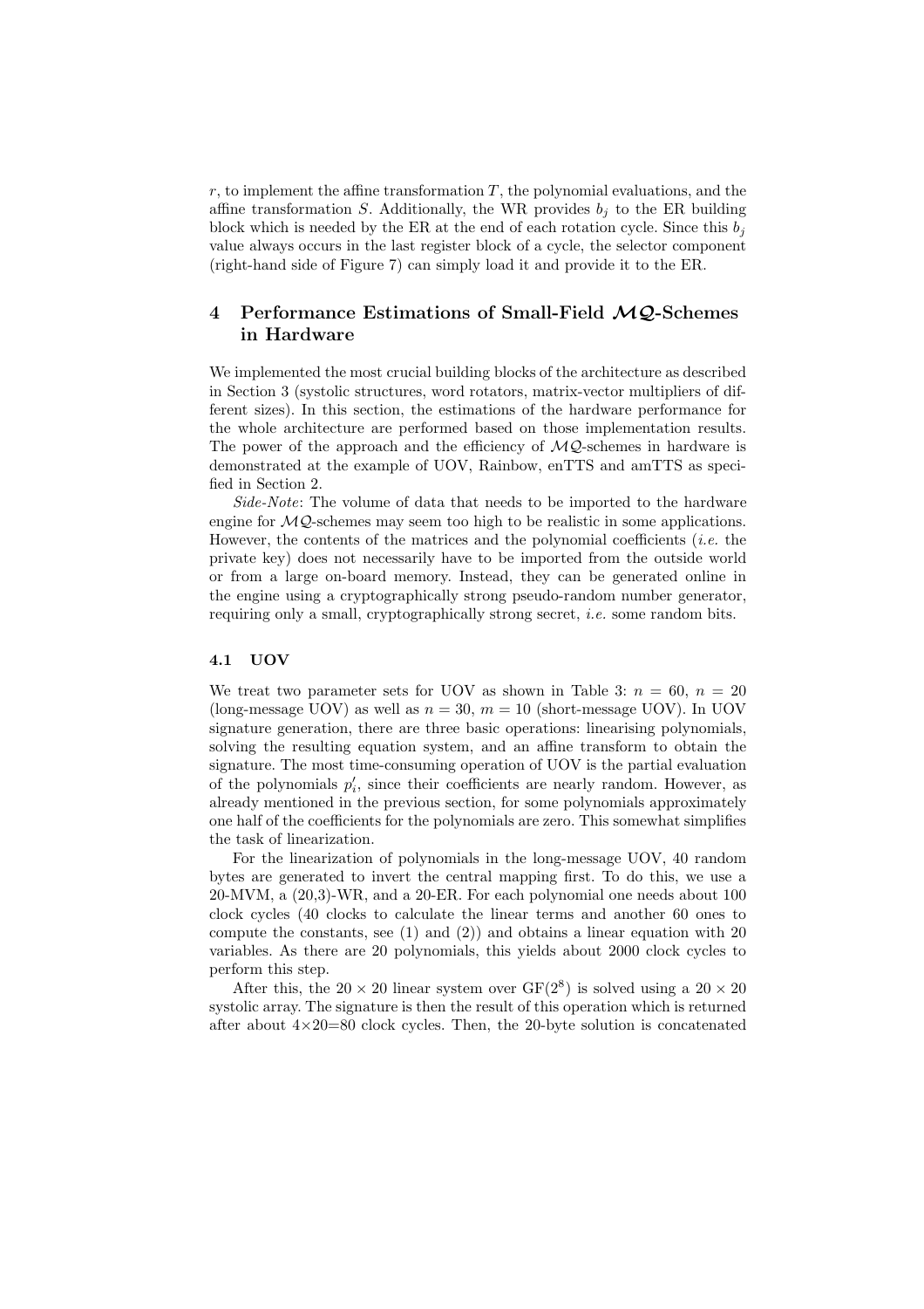$r$, to implement the affine transformation $T$, the polynomial evaluations, and the affine transformation $S$. Additionally, the WR provides $b_j$ to the ER building block which is needed by the ER at the end of each rotation cycle. Since this $b_j$ value always occurs in the last register block of a cycle, the selector component (right-hand side of Figure 7) can simply load it and provide it to the ER.

## 4 Performance Estimations of Small-Field $\mathcal{MQ}$-Schemes in Hardware

We implemented the most crucial building blocks of the architecture as described in Section 3 (systolic structures, word rotators, matrix-vector multipliers of different sizes). In this section, the estimations of the hardware performance for the whole architecture are performed based on those implementation results. The power of the approach and the efficiency of $\mathcal{MQ}$-schemes in hardware is demonstrated at the example of UOV, Rainbow, enTTS and amTTS as specified in Section 2.

*Side-Note*: The volume of data that needs to be imported to the hardware engine for $\mathcal{MQ}$-schemes may seem too high to be realistic in some applications. However, the contents of the matrices and the polynomial coefficients (*i.e.* the private key) does not necessarily have to be imported from the outside world or from a large on-board memory. Instead, they can be generated online in the engine using a cryptographically strong pseudo-random number generator, requiring only a small, cryptographically strong secret, *i.e.* some random bits.

### 4.1 UOV

We treat two parameter sets for UOV as shown in Table 3: $n = 60$, $n = 20$ (long-message UOV) as well as $n = 30$, $m = 10$ (short-message UOV). In UOV signature generation, there are three basic operations: linearising polynomials, solving the resulting equation system, and an affine transform to obtain the signature. The most time-consuming operation of UOV is the partial evaluation of the polynomials $p_i'$, since their coefficients are nearly random. However, as already mentioned in the previous section, for some polynomials approximately one half of the coefficients for the polynomials are zero. This somewhat simplifies the task of linearization.

For the linearization of polynomials in the long-message UOV, 40 random bytes are generated to invert the central mapping first. To do this, we use a 20-MVM, a (20,3)-WR, and a 20-ER. For each polynomial one needs about 100 clock cycles (40 clocks to calculate the linear terms and another 60 ones to compute the constants, see (1) and (2)) and obtains a linear equation with 20 variables. As there are 20 polynomials, this yields about 2000 clock cycles to perform this step.

After this, the $20 \times 20$ linear system over $\mathrm{GF}(2^8)$ is solved using a $20 \times 20$ systolic array. The signature is then the result of this operation which is returned after about $4 \times 20 = 80$ clock cycles. Then, the 20-byte solution is concatenated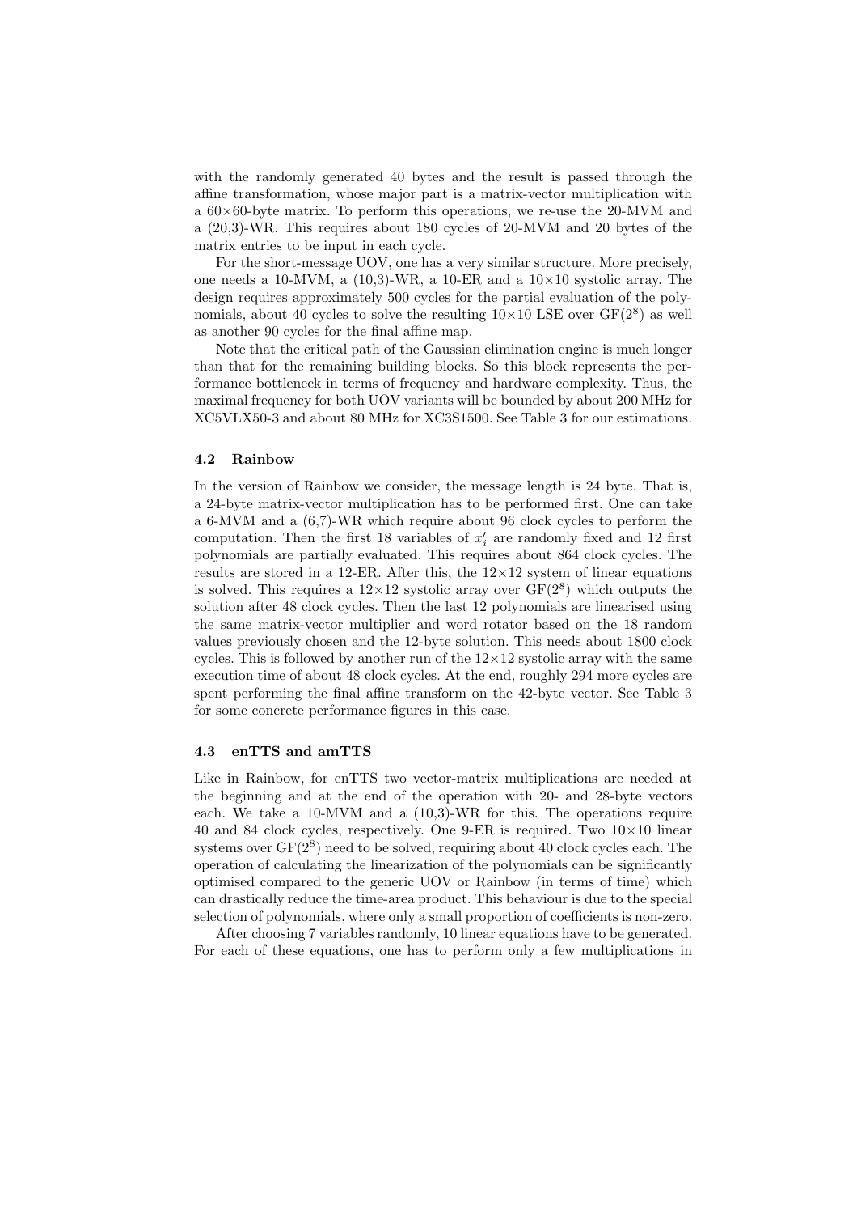with the randomly generated 40 bytes and the result is passed through the affine transformation, whose major part is a matrix-vector multiplication with a 60×60-byte matrix. To perform this operations, we re-use the 20-MVM and a (20,3)-WR. This requires about 180 cycles of 20-MVM and 20 bytes of the matrix entries to be input in each cycle.

For the short-message UOV, one has a very similar structure. More precisely, one needs a 10-MVM, a (10,3)-WR, a 10-ER and a 10×10 systolic array. The design requires approximately 500 cycles for the partial evaluation of the polynomials, about 40 cycles to solve the resulting 10×10 LSE over $GF(2^8)$ as well as another 90 cycles for the final affine map.

Note that the critical path of the Gaussian elimination engine is much longer than that for the remaining building blocks. So this block represents the performance bottleneck in terms of frequency and hardware complexity. Thus, the maximal frequency for both UOV variants will be bounded by about 200 MHz for XC5VLX50-3 and about 80 MHz for XC3S1500. See Table 3 for our estimations.

### 4.2 Rainbow

In the version of Rainbow we consider, the message length is 24 byte. That is, a 24-byte matrix-vector multiplication has to be performed first. One can take a 6-MVM and a (6,7)-WR which require about 96 clock cycles to perform the computation. Then the first 18 variables of $x'_i$ are randomly fixed and 12 first polynomials are partially evaluated. This requires about 864 clock cycles. The results are stored in a 12-ER. After this, the 12×12 system of linear equations is solved. This requires a 12×12 systolic array over $GF(2^8)$ which outputs the solution after 48 clock cycles. Then the last 12 polynomials are linearised using the same matrix-vector multiplier and word rotator based on the 18 random values previously chosen and the 12-byte solution. This needs about 1800 clock cycles. This is followed by another run of the 12×12 systolic array with the same execution time of about 48 clock cycles. At the end, roughly 294 more cycles are spent performing the final affine transform on the 42-byte vector. See Table 3 for some concrete performance figures in this case.

### 4.3 enTTS and amTTS

Like in Rainbow, for enTTS two vector-matrix multiplications are needed at the beginning and at the end of the operation with 20- and 28-byte vectors each. We take a 10-MVM and a (10,3)-WR for this. The operations require 40 and 84 clock cycles, respectively. One 9-ER is required. Two 10×10 linear systems over $GF(2^8)$ need to be solved, requiring about 40 clock cycles each. The operation of calculating the linearization of the polynomials can be significantly optimised compared to the generic UOV or Rainbow (in terms of time) which can drastically reduce the time-area product. This behaviour is due to the special selection of polynomials, where only a small proportion of coefficients is non-zero.

After choosing 7 variables randomly, 10 linear equations have to be generated. For each of these equations, one has to perform only a few multiplications in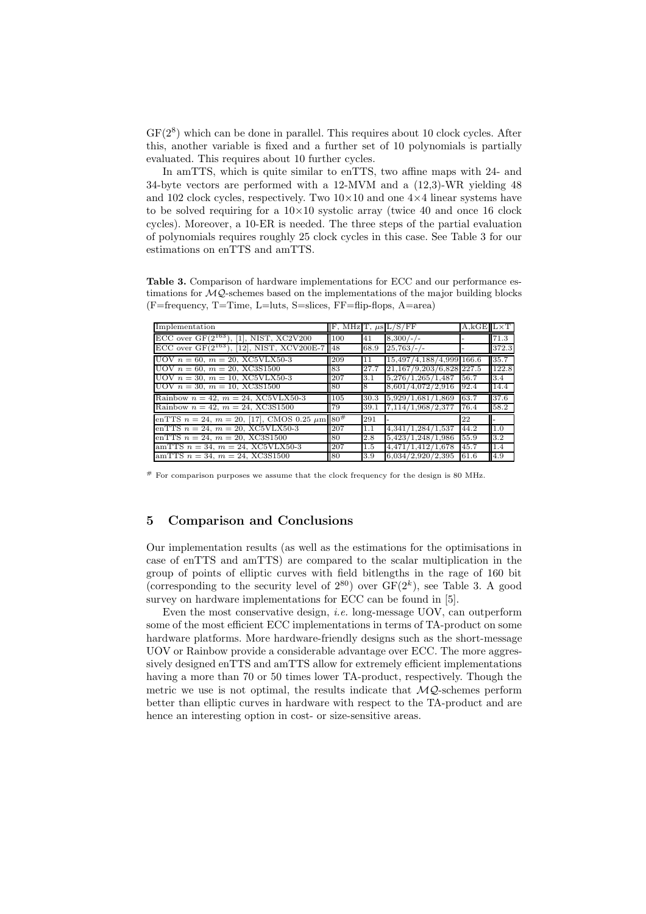$GF(2^8)$ which can be done in parallel. This requires about 10 clock cycles. After this, another variable is fixed and a further set of 10 polynomials is partially evaluated. This requires about 10 further cycles.

In amTTS, which is quite similar to enTTS, two affine maps with 24- and 34-byte vectors are performed with a 12-MVM and a (12,3)-WR yielding 48 and 102 clock cycles, respectively. Two $10{\times}10$ and one $4{\times}4$ linear systems have to be solved requiring for a $10{\times}10$ systolic array (twice 40 and once 16 clock cycles). Moreover, a 10-ER is needed. The three steps of the partial evaluation of polynomials requires roughly 25 clock cycles in this case. See Table 3 for our estimations on enTTS and amTTS.

**Table 3.** Comparison of hardware implementations for ECC and our performance estimations for $\mathcal{MQ}$-schemes based on the implementations of the major building blocks (F=frequency, T=Time, L=luts, S=slices, FF=flip-flops, A=area)

| Implementation | F, MHz | T, $\mu$s | L/S/FF | A,kGE | L×T |
|---|---|---|---|---|---|
| ECC over $GF(2^{163})$, [1], NIST, XC2V200 | 100 | 41 | 8,300/-/- | - | 71.3 |
| ECC over $GF(2^{163})$, [12], NIST, XCV200E-7 | 48 | 68.9 | 25,763/-/- | - | 372.3 |
| UOV $n=60$, $m=20$, XC5VLX50-3 | 209 | 11 | 15,497/4,188/4,999 | 166.6 | 35.7 |
| UOV $n=60$, $m=20$, XC3S1500 | 83 | 27.7 | 21,167/9,203/6,828 | 227.5 | 122.8 |
| UOV $n=30$, $m=10$, XC5VLX50-3 | 207 | 3.1 | 5,276/1,265/1,487 | 56.7 | 3.4 |
| UOV $n=30$, $m=10$, XC3S1500 | 80 | 8 | 8,601/4,072/2,916 | 92.4 | 14.4 |
| Rainbow $n=42$, $m=24$, XC5VLX50-3 | 105 | 30.3 | 5,929/1,681/1,869 | 63.7 | 37.6 |
| Rainbow $n=42$, $m=24$, XC3S1500 | 79 | 39.1 | 7,114/1,968/2,377 | 76.4 | 58.2 |
| enTTS $n=24$, $m=20$, [17], CMOS 0.25 $\mu$m | $80^{\#}$ | 291 | - | 22 | - |
| enTTS $n=24$, $m=20$, XC5VLX50-3 | 207 | 1.1 | 4,341/1,284/1,537 | 44.2 | 1.0 |
| enTTS $n=24$, $m=20$, XC3S1500 | 80 | 2.8 | 5,423/1,248/1,986 | 55.9 | 3.2 |
| amTTS $n=34$, $m=24$, XC5VLX50-3 | 207 | 1.5 | 4,471/1,412/1,678 | 45.7 | 1.4 |
| amTTS $n=34$, $m=24$, XC3S1500 | 80 | 3.9 | 6,034/2,920/2,395 | 61.6 | 4.9 |

# For comparison purposes we assume that the clock frequency for the design is 80 MHz.

## 5 Comparison and Conclusions

Our implementation results (as well as the estimations for the optimisations in case of enTTS and amTTS) are compared to the scalar multiplication in the group of points of elliptic curves with field bitlengths in the rage of 160 bit (corresponding to the security level of $2^{80}$) over $GF(2^k)$, see Table 3. A good survey on hardware implementations for ECC can be found in [5].

Even the most conservative design, *i.e.* long-message UOV, can outperform some of the most efficient ECC implementations in terms of TA-product on some hardware platforms. More hardware-friendly designs such as the short-message UOV or Rainbow provide a considerable advantage over ECC. The more aggressively designed enTTS and amTTS allow for extremely efficient implementations having a more than 70 or 50 times lower TA-product, respectively. Though the metric we use is not optimal, the results indicate that $\mathcal{MQ}$-schemes perform better than elliptic curves in hardware with respect to the TA-product and are hence an interesting option in cost- or size-sensitive areas.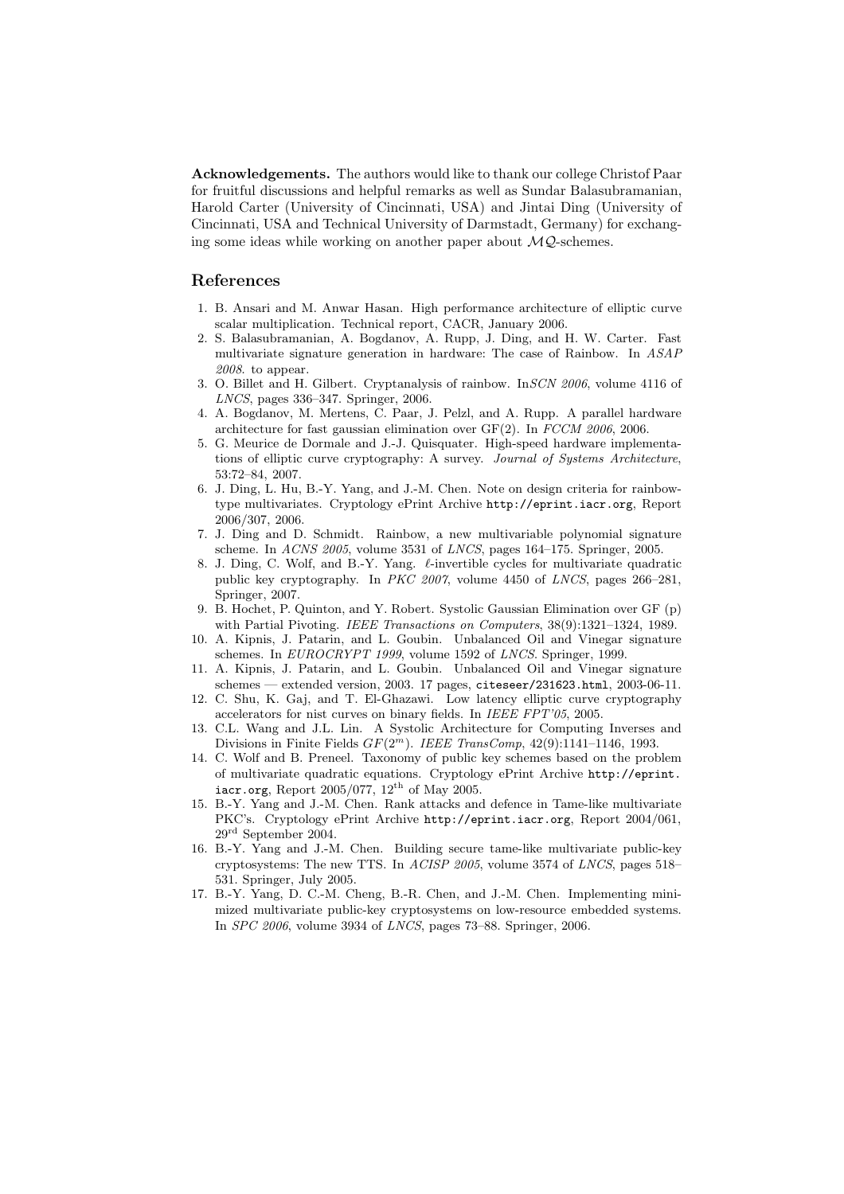**Acknowledgements.** The authors would like to thank our college Christof Paar for fruitful discussions and helpful remarks as well as Sundar Balasubramanian, Harold Carter (University of Cincinnati, USA) and Jintai Ding (University of Cincinnati, USA and Technical University of Darmstadt, Germany) for exchanging some ideas while working on another paper about $\mathcal{MQ}$-schemes.

## References

1. B. Ansari and M. Anwar Hasan. High performance architecture of elliptic curve scalar multiplication. Technical report, CACR, January 2006.
2. S. Balasubramanian, A. Bogdanov, A. Rupp, J. Ding, and H. W. Carter. Fast multivariate signature generation in hardware: The case of Rainbow. In *ASAP 2008*. to appear.
3. O. Billet and H. Gilbert. Cryptanalysis of rainbow. In*SCN 2006*, volume 4116 of *LNCS*, pages 336–347. Springer, 2006.
4. A. Bogdanov, M. Mertens, C. Paar, J. Pelzl, and A. Rupp. A parallel hardware architecture for fast gaussian elimination over GF(2). In *FCCM 2006*, 2006.
5. G. Meurice de Dormale and J.-J. Quisquater. High-speed hardware implementations of elliptic curve cryptography: A survey. *Journal of Systems Architecture*, 53:72–84, 2007.
6. J. Ding, L. Hu, B.-Y. Yang, and J.-M. Chen. Note on design criteria for rainbow-type multivariates. Cryptology ePrint Archive http://eprint.iacr.org, Report 2006/307, 2006.
7. J. Ding and D. Schmidt. Rainbow, a new multivariable polynomial signature scheme. In *ACNS 2005*, volume 3531 of *LNCS*, pages 164–175. Springer, 2005.
8. J. Ding, C. Wolf, and B.-Y. Yang. $\ell$-invertible cycles for multivariate quadratic public key cryptography. In *PKC 2007*, volume 4450 of *LNCS*, pages 266–281, Springer, 2007.
9. B. Hochet, P. Quinton, and Y. Robert. Systolic Gaussian Elimination over GF (p) with Partial Pivoting. *IEEE Transactions on Computers*, 38(9):1321–1324, 1989.
10. A. Kipnis, J. Patarin, and L. Goubin. Unbalanced Oil and Vinegar signature schemes. In *EUROCRYPT 1999*, volume 1592 of *LNCS*. Springer, 1999.
11. A. Kipnis, J. Patarin, and L. Goubin. Unbalanced Oil and Vinegar signature schemes — extended version, 2003. 17 pages, citeseer/231623.html, 2003-06-11.
12. C. Shu, K. Gaj, and T. El-Ghazawi. Low latency elliptic curve cryptography accelerators for nist curves on binary fields. In *IEEE FPT'05*, 2005.
13. C.L. Wang and J.L. Lin. A Systolic Architecture for Computing Inverses and Divisions in Finite Fields $GF(2^m)$. *IEEE TransComp*, 42(9):1141–1146, 1993.
14. C. Wolf and B. Preneel. Taxonomy of public key schemes based on the problem of multivariate quadratic equations. Cryptology ePrint Archive http://eprint.iacr.org, Report 2005/077, 12th of May 2005.
15. B.-Y. Yang and J.-M. Chen. Rank attacks and defence in Tame-like multivariate PKC's. Cryptology ePrint Archive http://eprint.iacr.org, Report 2004/061, 29rd September 2004.
16. B.-Y. Yang and J.-M. Chen. Building secure tame-like multivariate public-key cryptosystems: The new TTS. In *ACISP 2005*, volume 3574 of *LNCS*, pages 518–531. Springer, July 2005.
17. B.-Y. Yang, D. C.-M. Cheng, B.-R. Chen, and J.-M. Chen. Implementing minimized multivariate public-key cryptosystems on low-resource embedded systems. In *SPC 2006*, volume 3934 of *LNCS*, pages 73–88. Springer, 2006.